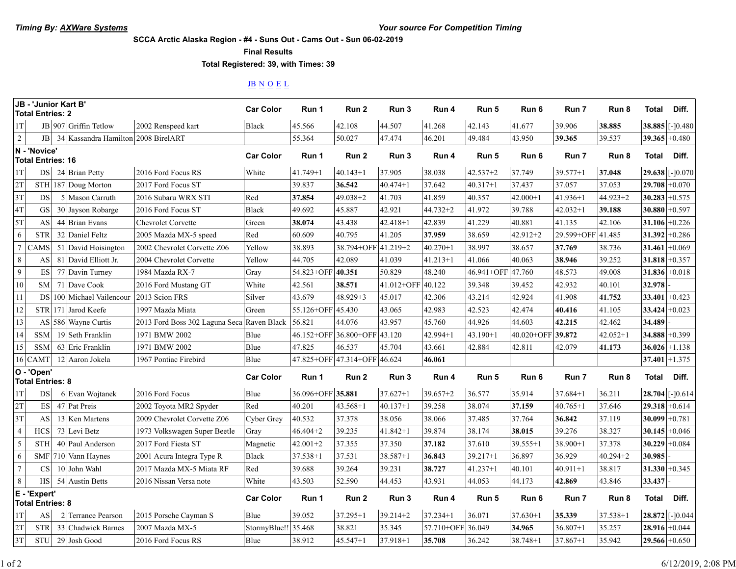*Timing By: AXWare Systems* *Your source For Competition Timing*

**SCCA Arctic Alaska Region - #4 - Suns Out - Cams Out - Sun 06-02-2019**

**Final Results**

**Total Registered: 39, with Times: 39**

JB N O E L

| JB - 'Junior Kart B' Total Entries: 2 | | | | | Car Color | Run 1 | Run 2 | Run 3 | Run 4 | Run 5 | Run 6 | Run 7 | Run 8 | Total | Diff. |
|---|---|---|---|---|---|---|---|---|---|---|---|---|---|---|---|
| 1T | JB | 907 | Griffin Tetlow | 2002 Renspeed kart | Black | 45.566 | 42.108 | 44.507 | 41.268 | 42.143 | 41.677 | 39.906 | **38.885** | **38.885** | [-]0.480 |
| 2 | JB | 34 | Kassandra Hamilton | 2008 BirelART | | 55.364 | 50.027 | 47.474 | 46.201 | 49.484 | 43.950 | **39.365** | 39.537 | **39.365** | +0.480 |
| **N - 'Novice' Total Entries: 16** | | | | | **Car Color** | **Run 1** | **Run 2** | **Run 3** | **Run 4** | **Run 5** | **Run 6** | **Run 7** | **Run 8** | **Total** | **Diff.** |
| 1T | DS | 24 | Brian Petty | 2016 Ford Focus RS | White | 41.749+1 | 40.143+1 | 37.905 | 38.038 | 42.537+2 | 37.749 | 39.577+1 | **37.048** | **29.638** | [-]0.070 |
| 2T | STH | 187 | Doug Morton | 2017 Ford Focus ST | | 39.837 | **36.542** | 40.474+1 | 37.642 | 40.317+1 | 37.437 | 37.057 | 37.053 | **29.708** | +0.070 |
| 3T | DS | 5 | Mason Carruth | 2016 Subaru WRX STI | Red | **37.854** | 49.038+2 | 41.703 | 41.859 | 40.357 | 42.000+1 | 41.936+1 | 44.923+2 | **30.283** | +0.575 |
| 4T | GS | 30 | Jayson Robarge | 2016 Ford Focus ST | Black | 49.692 | 45.887 | 42.921 | 44.732+2 | 41.972 | 39.788 | 42.032+1 | **39.188** | **30.880** | +0.597 |
| 5T | AS | 44 | Brian Evans | Chevrolet Corvette | Green | **38.074** | 43.438 | 42.418+1 | 42.839 | 41.229 | 40.881 | 41.135 | 42.106 | **31.106** | +0.226 |
| 6 | STR | 32 | Daniel Feltz | 2005 Mazda MX-5 speed | Red | 60.609 | 40.795 | 41.205 | **37.959** | 38.659 | 42.912+2 | 29.599+OFF | 41.485 | **31.392** | +0.286 |
| 7 | CAMS | 51 | David Hoisington | 2002 Chevrolet Corvette Z06 | Yellow | 38.893 | 38.794+OFF | 41.219+2 | 40.270+1 | 38.997 | 38.657 | **37.769** | 38.736 | **31.461** | +0.069 |
| 8 | AS | 81 | David Elliott Jr. | 2004 Chevrolet Corvette | Yellow | 44.705 | 42.089 | 41.039 | 41.213+1 | 41.066 | 40.063 | **38.946** | 39.252 | **31.818** | +0.357 |
| 9 | ES | 77 | Davin Turney | 1984 Mazda RX-7 | Gray | 54.823+OFF | **40.351** | 50.829 | 48.240 | 46.941+OFF | 47.760 | 48.573 | 49.008 | **31.836** | +0.018 |
| 10 | SM | 71 | Dave Cook | 2016 Ford Mustang GT | White | 42.561 | **38.571** | 41.012+OFF | 40.122 | 39.348 | 39.452 | 42.932 | 40.101 | **32.978** | - |
| 11 | DS | 100 | Michael Vailencour | 2013 Scion FRS | Silver | 43.679 | 48.929+3 | 45.017 | 42.306 | 43.214 | 42.924 | 41.908 | **41.752** | **33.401** | +0.423 |
| 12 | STR | 171 | Jarod Keefe | 1997 Mazda Miata | Green | 55.126+OFF | 45.430 | 43.065 | 42.983 | 42.523 | 42.474 | **40.416** | 41.105 | **33.424** | +0.023 |
| 13 | AS | 586 | Wayne Curtis | 2013 Ford Boss 302 Laguna Seca | Raven Black | 56.821 | 44.076 | 43.957 | 45.760 | 44.926 | 44.603 | **42.215** | 42.462 | **34.489** | - |
| 14 | SSM | 19 | Seth Franklin | 1971 BMW 2002 | Blue | 46.152+OFF | 36.800+OFF | 43.120 | 42.994+1 | 43.190+1 | 40.020+OFF | **39.872** | 42.052+1 | **34.888** | +0.399 |
| 15 | SSM | 63 | Eric Franklin | 1971 BMW 2002 | Blue | 47.825 | 46.537 | 45.704 | 43.661 | 42.884 | 42.811 | 42.079 | **41.173** | **36.026** | +1.138 |
| 16 | CAMT | 12 | Aaron Jokela | 1967 Pontiac Firebird | Blue | 47.825+OFF | 47.314+OFF | 46.624 | **46.061** | | | | | **37.401** | +1.375 |
| **O - 'Open' Total Entries: 8** | | | | | **Car Color** | **Run 1** | **Run 2** | **Run 3** | **Run 4** | **Run 5** | **Run 6** | **Run 7** | **Run 8** | **Total** | **Diff.** |
| 1T | DS | 6 | Evan Wojtanek | 2016 Ford Focus | Blue | 36.096+OFF | **35.881** | 37.627+1 | 39.657+2 | 36.577 | 35.914 | 37.684+1 | 36.211 | **28.704** | [-]0.614 |
| 2T | ES | 47 | Pat Preis | 2002 Toyota MR2 Spyder | Red | 40.201 | 43.568+1 | 40.137+1 | 39.258 | 38.074 | **37.159** | 40.765+1 | 37.646 | **29.318** | +0.614 |
| 3T | AS | 13 | Ken Martens | 2009 Chevrolet Corvette Z06 | Cyber Grey | 40.532 | 37.378 | 38.056 | 38.066 | 37.485 | 37.764 | **36.842** | 37.119 | **30.099** | +0.781 |
| 4 | HCS | 73 | Levi Betz | 1973 Volkswagen Super Beetle | Gray | 46.404+2 | 39.235 | 41.842+1 | 39.874 | 38.174 | **38.015** | 39.276 | 38.327 | **30.145** | +0.046 |
| 5 | STH | 40 | Paul Anderson | 2017 Ford Fiesta ST | Magnetic | 42.001+2 | 37.355 | 37.350 | **37.182** | 37.610 | 39.555+1 | 38.900+1 | 37.378 | **30.229** | +0.084 |
| 6 | SMF | 710 | Vann Haynes | 2001 Acura Integra Type R | Black | 37.538+1 | 37.531 | 38.587+1 | **36.843** | 39.217+1 | 36.897 | 36.929 | 40.294+2 | **30.985** | - |
| 7 | CS | 10 | John Wahl | 2017 Mazda MX-5 Miata RF | Red | 39.688 | 39.264 | 39.231 | **38.727** | 41.237+1 | 40.101 | 40.911+1 | 38.817 | **31.330** | +0.345 |
| 8 | HS | 54 | Austin Betts | 2016 Nissan Versa note | White | 43.503 | 52.590 | 44.453 | 43.931 | 44.053 | 44.173 | **42.869** | 43.846 | **33.437** | - |
| **E - 'Expert' Total Entries: 8** | | | | | **Car Color** | **Run 1** | **Run 2** | **Run 3** | **Run 4** | **Run 5** | **Run 6** | **Run 7** | **Run 8** | **Total** | **Diff.** |
| 1T | AS | 2 | Terrance Pearson | 2015 Porsche Cayman S | Blue | 39.052 | 37.295+1 | 39.214+2 | 37.234+1 | 36.071 | 37.630+1 | **35.339** | 37.538+1 | **28.872** | [-]0.044 |
| 2T | STR | 33 | Chadwick Barnes | 2007 Mazda MX-5 | StormyBlue!! | 35.468 | 38.821 | 35.345 | 57.710+OFF | 36.049 | **34.965** | 36.807+1 | 35.257 | **28.916** | +0.044 |
| 3T | STU | 29 | Josh Good | 2016 Ford Focus RS | Blue | 38.912 | 45.547+1 | 37.918+1 | **35.708** | 36.242 | 38.748+1 | 37.867+1 | 35.942 | **29.566** | +0.650 |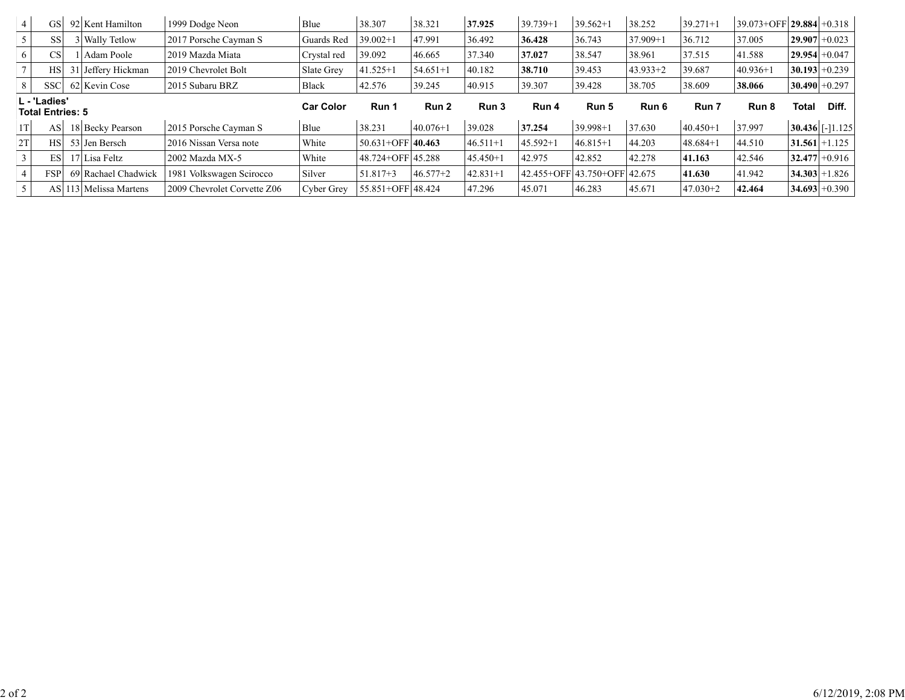| | | | | | | | | | | | | | | | | |
|---|---|---|---|---|---|---|---|---|---|---|---|---|---|---|---|---|
| 4 | GS | 92 | Kent Hamilton | 1999 Dodge Neon | Blue | 38.307 | 38.321 | **37.925** | 39.739+1 | 39.562+1 | 38.252 | 39.271+1 | 39.073+OFF | **29.884** | +0.318 |
| 5 | SS | 3 | Wally Tetlow | 2017 Porsche Cayman S | Guards Red | 39.002+1 | 47.991 | 36.492 | **36.428** | 36.743 | 37.909+1 | 36.712 | 37.005 | **29.907** | +0.023 |
| 6 | CS | 1 | Adam Poole | 2019 Mazda Miata | Crystal red | 39.092 | 46.665 | 37.340 | **37.027** | 38.547 | 38.961 | 37.515 | 41.588 | **29.954** | +0.047 |
| 7 | HS | 31 | Jeffery Hickman | 2019 Chevrolet Bolt | Slate Grey | 41.525+1 | 54.651+1 | 40.182 | **38.710** | 39.453 | 43.933+2 | 39.687 | 40.936+1 | **30.193** | +0.239 |
| 8 | SSC | 62 | Kevin Cose | 2015 Subaru BRZ | Black | 42.576 | 39.245 | 40.915 | 39.307 | 39.428 | 38.705 | 38.609 | **38.066** | **30.490** | +0.297 |
| **L - 'Ladies' Total Entries: 5** | | | | | **Car Color** | **Run 1** | **Run 2** | **Run 3** | **Run 4** | **Run 5** | **Run 6** | **Run 7** | **Run 8** | **Total** | **Diff.** |
| 1T | AS | 18 | Becky Pearson | 2015 Porsche Cayman S | Blue | 38.231 | 40.076+1 | 39.028 | **37.254** | 39.998+1 | 37.630 | 40.450+1 | 37.997 | **30.436** | [-]1.125 |
| 2T | HS | 53 | Jen Bersch | 2016 Nissan Versa note | White | 50.631+OFF | **40.463** | 46.511+1 | 45.592+1 | 46.815+1 | 44.203 | 48.684+1 | 44.510 | **31.561** | +1.125 |
| 3 | ES | 17 | Lisa Feltz | 2002 Mazda MX-5 | White | 48.724+OFF | 45.288 | 45.450+1 | 42.975 | 42.852 | 42.278 | **41.163** | 42.546 | **32.477** | +0.916 |
| 4 | FSP | 69 | Rachael Chadwick | 1981 Volkswagen Scirocco | Silver | 51.817+3 | 46.577+2 | 42.831+1 | 42.455+OFF | 43.750+OFF | 42.675 | **41.630** | 41.942 | **34.303** | +1.826 |
| 5 | AS | 113 | Melissa Martens | 2009 Chevrolet Corvette Z06 | Cyber Grey | 55.851+OFF | 48.424 | 47.296 | 45.071 | 46.283 | 45.671 | 47.030+2 | **42.464** | **34.693** | +0.390 |

6/12/2019, 2:08 PM